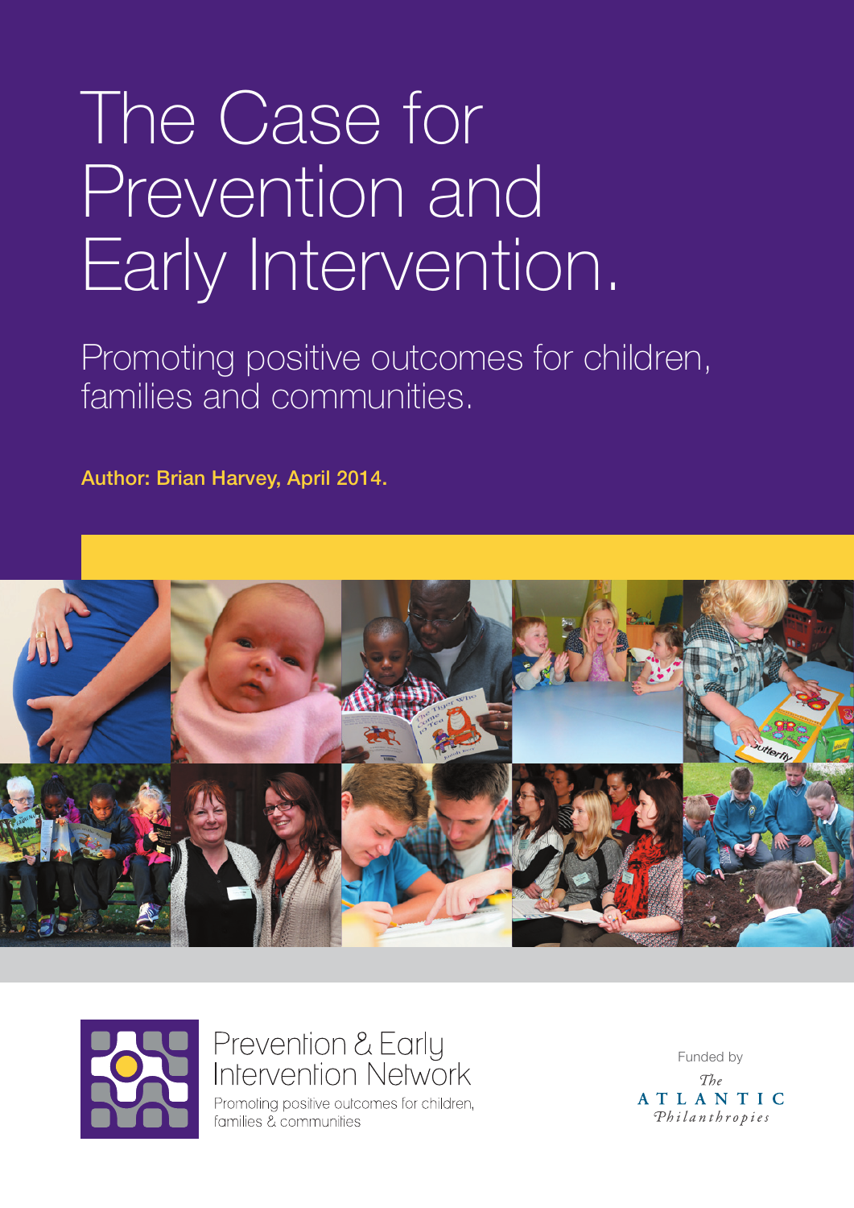# The Case for Prevention and Early Intervention.

## Promoting positive outcomes for children, families and communities.

**Author: Brian Harvey, April 2014.**

Prevention & Early Intervention Network

Promoting positive outcomes for children, families & communities

Funded by

*The* ATLANTIC *Philanthropies*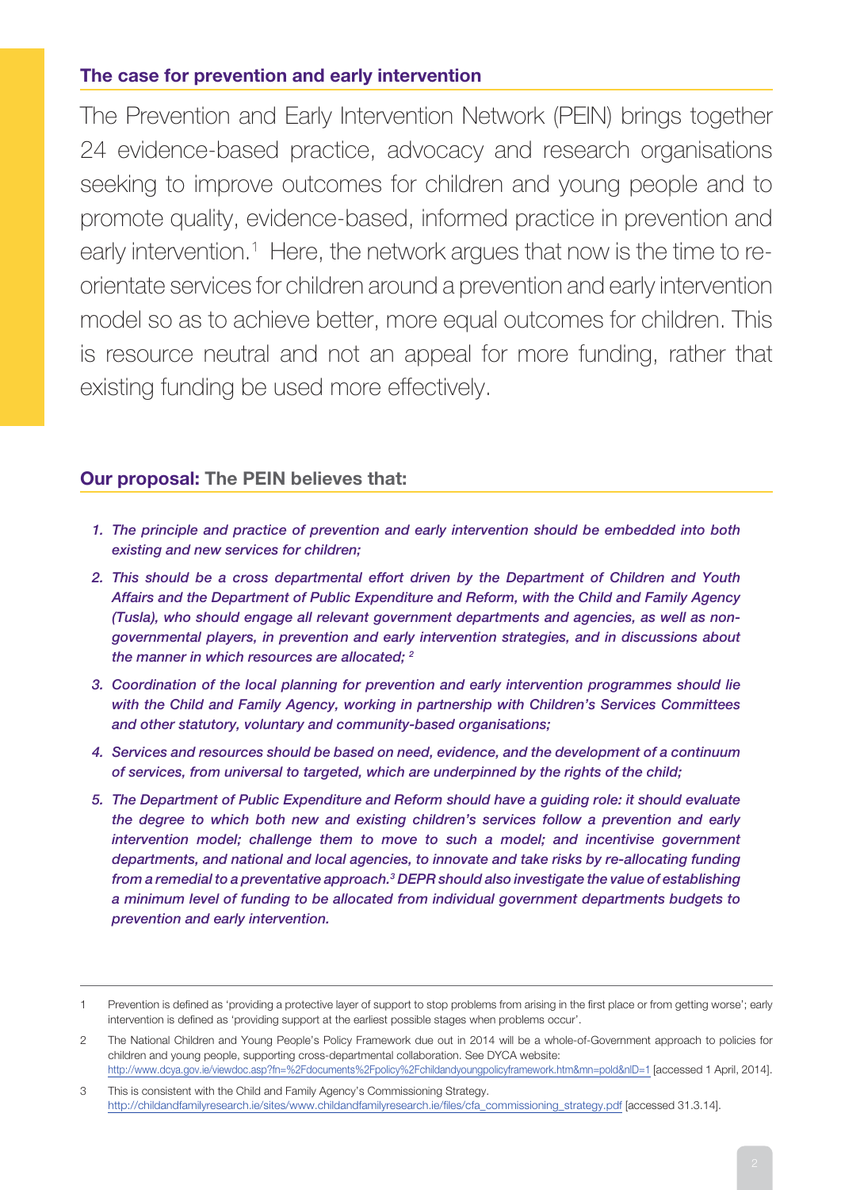### The case for prevention and early intervention

The Prevention and Early Intervention Network (PEIN) brings together 24 evidence-based practice, advocacy and research organisations seeking to improve outcomes for children and young people and to promote quality, evidence-based, informed practice in prevention and early intervention.[1] Here, the network argues that now is the time to re-orientate services for children around a prevention and early intervention model so as to achieve better, more equal outcomes for children. This is resource neutral and not an appeal for more funding, rather that existing funding be used more effectively.

### Our proposal: The PEIN believes that:

1. ***The principle and practice of prevention and early intervention should be embedded into both existing and new services for children;***
2. ***This should be a cross departmental effort driven by the Department of Children and Youth Affairs and the Department of Public Expenditure and Reform, with the Child and Family Agency (Tusla), who should engage all relevant government departments and agencies, as well as non-governmental players, in prevention and early intervention strategies, and in discussions about the manner in which resources are allocated;*** [2]
3. ***Coordination of the local planning for prevention and early intervention programmes should lie with the Child and Family Agency, working in partnership with Children's Services Committees and other statutory, voluntary and community-based organisations;***
4. ***Services and resources should be based on need, evidence, and the development of a continuum of services, from universal to targeted, which are underpinned by the rights of the child;***
5. ***The Department of Public Expenditure and Reform should have a guiding role: it should evaluate the degree to which both new and existing children's services follow a prevention and early intervention model; challenge them to move to such a model; and incentivise government departments, and national and local agencies, to innovate and take risks by re-allocating funding from a remedial to a preventative approach.[3] DEPR should also investigate the value of establishing a minimum level of funding to be allocated from individual government departments budgets to prevention and early intervention.***

---

1 Prevention is defined as 'providing a protective layer of support to stop problems from arising in the first place or from getting worse'; early intervention is defined as 'providing support at the earliest possible stages when problems occur'.

2 The National Children and Young People's Policy Framework due out in 2014 will be a whole-of-Government approach to policies for children and young people, supporting cross-departmental collaboration. See DYCA website: http://www.dcya.gov.ie/viewdoc.asp?fn=%2Fdocuments%2Fpolicy%2Fchildandyoungpolicyframework.htm&mn=pold&nID=1 [accessed 1 April, 2014].

3 This is consistent with the Child and Family Agency's Commissioning Strategy. http://childandfamilyresearch.ie/sites/www.childandfamilyresearch.ie/files/cfa_commissioning_strategy.pdf [accessed 31.3.14].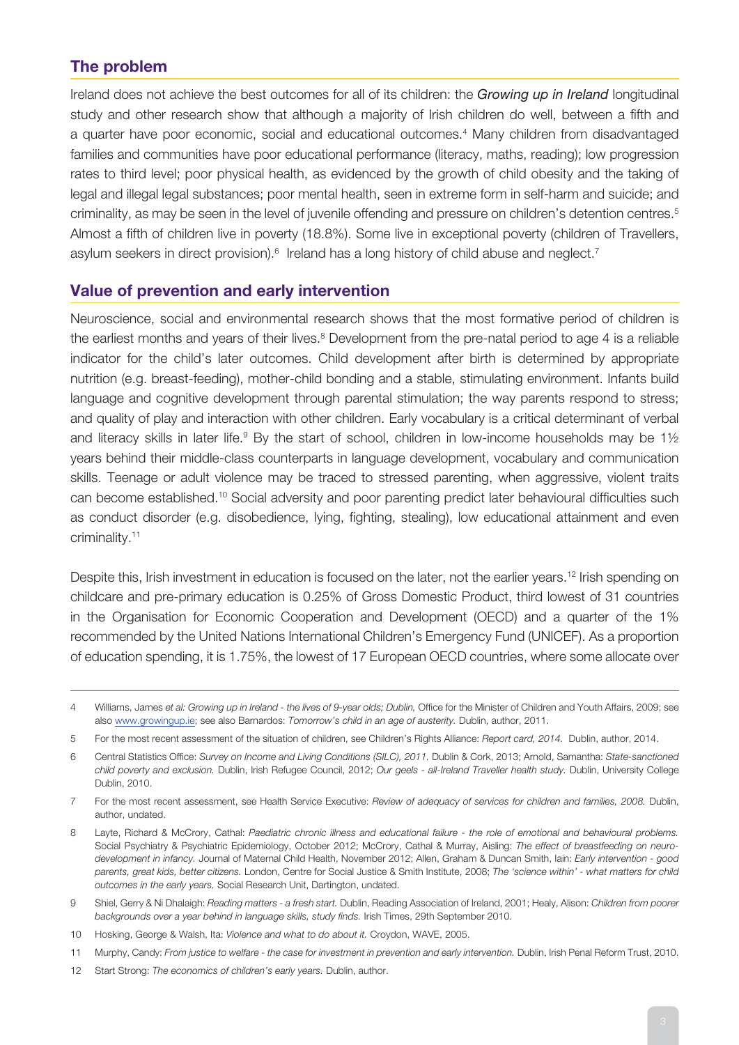## The problem

Ireland does not achieve the best outcomes for all of its children: the ***Growing up in Ireland*** longitudinal study and other research show that although a majority of Irish children do well, between a fifth and a quarter have poor economic, social and educational outcomes.[4] Many children from disadvantaged families and communities have poor educational performance (literacy, maths, reading); low progression rates to third level; poor physical health, as evidenced by the growth of child obesity and the taking of legal and illegal legal substances; poor mental health, seen in extreme form in self-harm and suicide; and criminality, as may be seen in the level of juvenile offending and pressure on children's detention centres.[5] Almost a fifth of children live in poverty (18.8%). Some live in exceptional poverty (children of Travellers, asylum seekers in direct provision).[6] Ireland has a long history of child abuse and neglect.[7]

## Value of prevention and early intervention

Neuroscience, social and environmental research shows that the most formative period of children is the earliest months and years of their lives.[8] Development from the pre-natal period to age 4 is a reliable indicator for the child's later outcomes. Child development after birth is determined by appropriate nutrition (e.g. breast-feeding), mother-child bonding and a stable, stimulating environment. Infants build language and cognitive development through parental stimulation; the way parents respond to stress; and quality of play and interaction with other children. Early vocabulary is a critical determinant of verbal and literacy skills in later life.[9] By the start of school, children in low-income households may be 1½ years behind their middle-class counterparts in language development, vocabulary and communication skills. Teenage or adult violence may be traced to stressed parenting, when aggressive, violent traits can become established.[10] Social adversity and poor parenting predict later behavioural difficulties such as conduct disorder (e.g. disobedience, lying, fighting, stealing), low educational attainment and even criminality.[11]

Despite this, Irish investment in education is focused on the later, not the earlier years.[12] Irish spending on childcare and pre-primary education is 0.25% of Gross Domestic Product, third lowest of 31 countries in the Organisation for Economic Cooperation and Development (OECD) and a quarter of the 1% recommended by the United Nations International Children's Emergency Fund (UNICEF). As a proportion of education spending, it is 1.75%, the lowest of 17 European OECD countries, where some allocate over

---

4 Williams, James *et al: Growing up in Ireland - the lives of 9-year olds; Dublin,* Office for the Minister of Children and Youth Affairs, 2009; see also www.growingup.ie; see also Barnardos: *Tomorrow's child in an age of austerity.* Dublin, author, 2011.

5 For the most recent assessment of the situation of children, see Children's Rights Alliance: *Report card, 2014.* Dublin, author, 2014.

6 Central Statistics Office: *Survey on Income and Living Conditions (SILC), 2011.* Dublin & Cork, 2013; Arnold, Samantha: *State-sanctioned child poverty and exclusion.* Dublin, Irish Refugee Council, 2012; *Our geels - all-Ireland Traveller health study.* Dublin, University College Dublin, 2010.

7 For the most recent assessment, see Health Service Executive: *Review of adequacy of services for children and families, 2008.* Dublin, author, undated.

8 Layte, Richard & McCrory, Cathal: *Paediatric chronic illness and educational failure - the role of emotional and behavioural problems.* Social Psychiatry & Psychiatric Epidemiology, October 2012; McCrory, Cathal & Murray, Aisling: *The effect of breastfeeding on neuro-development in infancy.* Journal of Maternal Child Health, November 2012; Allen, Graham & Duncan Smith, Iain: *Early intervention - good parents, great kids, better citizens.* London, Centre for Social Justice & Smith Institute, 2008; *The 'science within' - what matters for child outcomes in the early years.* Social Research Unit, Dartington, undated.

9 Shiel, Gerry & Ni Dhalaigh: *Reading matters - a fresh start.* Dublin, Reading Association of Ireland, 2001; Healy, Alison: *Children from poorer backgrounds over a year behind in language skills, study finds.* Irish Times, 29th September 2010.

10 Hosking, George & Walsh, Ita: *Violence and what to do about it.* Croydon, WAVE, 2005.

11 Murphy, Candy: *From justice to welfare - the case for investment in prevention and early intervention.* Dublin, Irish Penal Reform Trust, 2010.

12 Start Strong: *The economics of children's early years.* Dublin, author.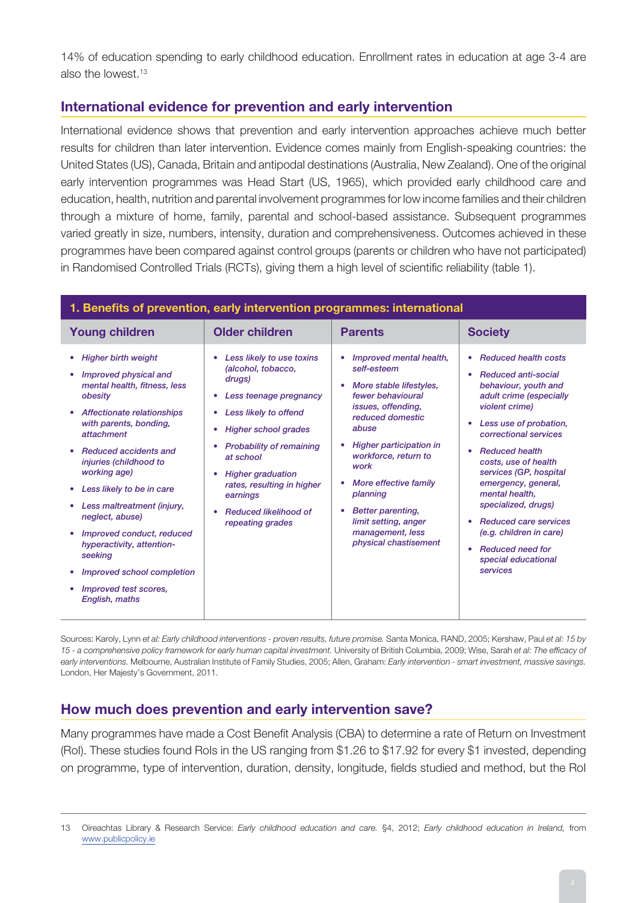14% of education spending to early childhood education. Enrollment rates in education at age 3-4 are also the lowest.[13]

## International evidence for prevention and early intervention

International evidence shows that prevention and early intervention approaches achieve much better results for children than later intervention. Evidence comes mainly from English-speaking countries: the United States (US), Canada, Britain and antipodal destinations (Australia, New Zealand). One of the original early intervention programmes was Head Start (US, 1965), which provided early childhood care and education, health, nutrition and parental involvement programmes for low income families and their children through a mixture of home, family, parental and school-based assistance. Subsequent programmes varied greatly in size, numbers, intensity, duration and comprehensiveness. Outcomes achieved in these programmes have been compared against control groups (parents or children who have not participated) in Randomised Controlled Trials (RCTs), giving them a high level of scientific reliability (table 1).

**1. Benefits of prevention, early intervention programmes: international**

| Young children | Older children | Parents | Society |
|---|---|---|---|
| • *Higher birth weight*<br>• *Improved physical and mental health, fitness, less obesity*<br>• *Affectionate relationships with parents, bonding, attachment*<br>• *Reduced accidents and injuries (childhood to working age)*<br>• *Less likely to be in care*<br>• *Less maltreatment (injury, neglect, abuse)*<br>• *Improved conduct, reduced hyperactivity, attention-seeking*<br>• *Improved school completion*<br>• *Improved test scores, English, maths* | • *Less likely to use toxins (alcohol, tobacco, drugs)*<br>• *Less teenage pregnancy*<br>• *Less likely to offend*<br>• *Higher school grades*<br>• *Probability of remaining at school*<br>• *Higher graduation rates, resulting in higher earnings*<br>• *Reduced likelihood of repeating grades* | • *Improved mental health, self-esteem*<br>• *More stable lifestyles, fewer behavioural issues, offending, reduced domestic abuse*<br>• *Higher participation in workforce, return to work*<br>• *More effective family planning*<br>• *Better parenting, limit setting, anger management, less physical chastisement* | • *Reduced health costs*<br>• *Reduced anti-social behaviour, youth and adult crime (especially violent crime)*<br>• *Less use of probation, correctional services*<br>• *Reduced health costs, use of health services (GP, hospital emergency, general, mental health, specialized, drugs)*<br>• *Reduced care services (e.g. children in care)*<br>• *Reduced need for special educational services* |

Sources: Karoly, Lynn *et al: Early childhood interventions - proven results, future promise.* Santa Monica, RAND, 2005; Kershaw, Paul *et al: 15 by 15 - a comprehensive policy framework for early human capital investment.* University of British Columbia, 2009; Wise, Sarah *et al: The efficacy of early interventions.* Melbourne, Australian Institute of Family Studies, 2005; Allen, Graham: *Early intervention - smart investment, massive savings.* London, Her Majesty's Government, 2011.

## How much does prevention and early intervention save?

Many programmes have made a Cost Benefit Analysis (CBA) to determine a rate of Return on Investment (RoI). These studies found RoIs in the US ranging from $1.26 to $17.92 for every $1 invested, depending on programme, type of intervention, duration, density, longitude, fields studied and method, but the RoI

---

13 Oireachtas Library & Research Service: *Early childhood education and care.* §4, 2012; *Early childhood education in Ireland,* from www.publicpolicy.ie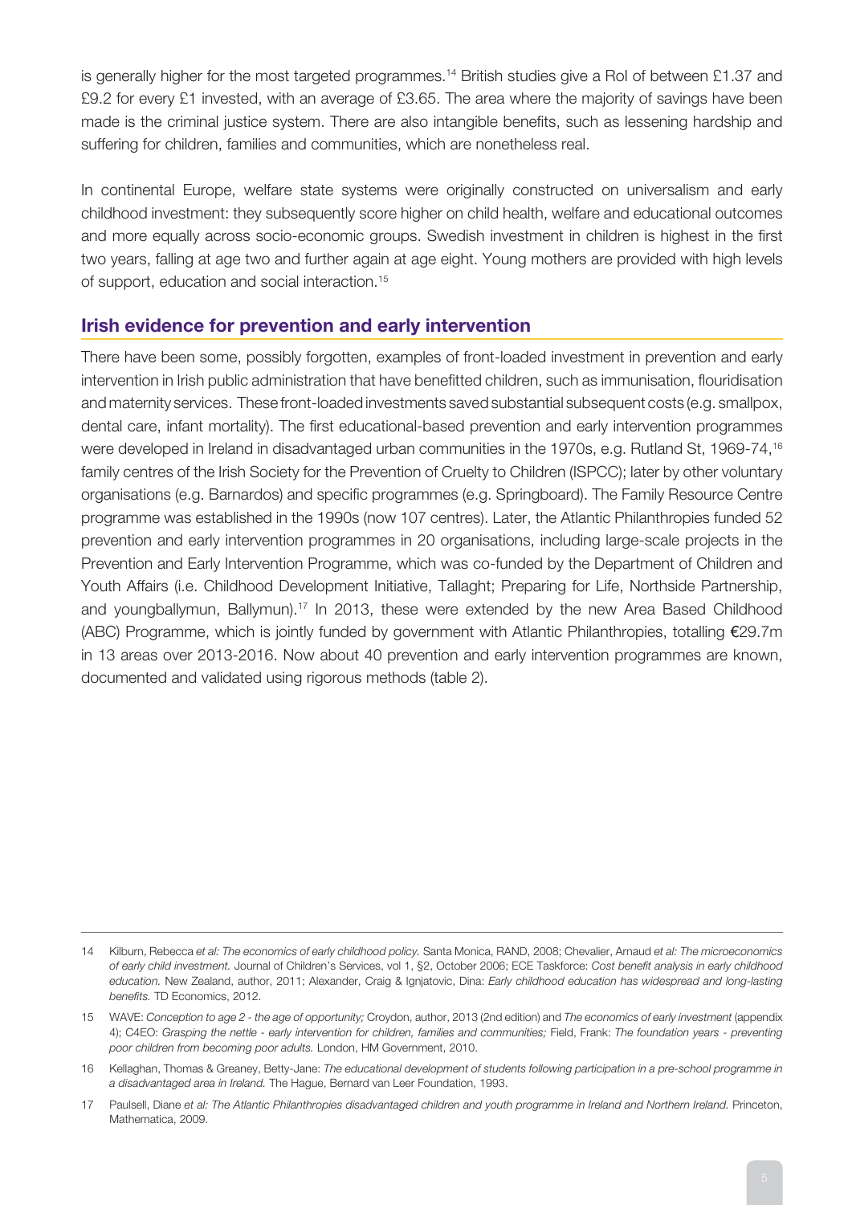is generally higher for the most targeted programmes.[14] British studies give a RoI of between £1.37 and £9.2 for every £1 invested, with an average of £3.65. The area where the majority of savings have been made is the criminal justice system. There are also intangible benefits, such as lessening hardship and suffering for children, families and communities, which are nonetheless real.

In continental Europe, welfare state systems were originally constructed on universalism and early childhood investment: they subsequently score higher on child health, welfare and educational outcomes and more equally across socio-economic groups. Swedish investment in children is highest in the first two years, falling at age two and further again at age eight. Young mothers are provided with high levels of support, education and social interaction.[15]

## Irish evidence for prevention and early intervention

There have been some, possibly forgotten, examples of front-loaded investment in prevention and early intervention in Irish public administration that have benefitted children, such as immunisation, flouridisation and maternity services. These front-loaded investments saved substantial subsequent costs (e.g. smallpox, dental care, infant mortality). The first educational-based prevention and early intervention programmes were developed in Ireland in disadvantaged urban communities in the 1970s, e.g. Rutland St, 1969-74,[16] family centres of the Irish Society for the Prevention of Cruelty to Children (ISPCC); later by other voluntary organisations (e.g. Barnardos) and specific programmes (e.g. Springboard). The Family Resource Centre programme was established in the 1990s (now 107 centres). Later, the Atlantic Philanthropies funded 52 prevention and early intervention programmes in 20 organisations, including large-scale projects in the Prevention and Early Intervention Programme, which was co-funded by the Department of Children and Youth Affairs (i.e. Childhood Development Initiative, Tallaght; Preparing for Life, Northside Partnership, and youngballymun, Ballymun).[17] In 2013, these were extended by the new Area Based Childhood (ABC) Programme, which is jointly funded by government with Atlantic Philanthropies, totalling €29.7m in 13 areas over 2013-2016. Now about 40 prevention and early intervention programmes are known, documented and validated using rigorous methods (table 2).

---

14 Kilburn, Rebecca *et al: The economics of early childhood policy.* Santa Monica, RAND, 2008; Chevalier, Arnaud *et al: The microeconomics of early child investment.* Journal of Children's Services, vol 1, §2, October 2006; ECE Taskforce: *Cost benefit analysis in early childhood education.* New Zealand, author, 2011; Alexander, Craig & Ignjatovic, Dina: *Early childhood education has widespread and long-lasting benefits.* TD Economics, 2012.

15 WAVE: *Conception to age 2 - the age of opportunity;* Croydon, author, 2013 (2nd edition) and *The economics of early investment* (appendix 4); C4EO: *Grasping the nettle - early intervention for children, families and communities;* Field, Frank: *The foundation years - preventing poor children from becoming poor adults.* London, HM Government, 2010.

16 Kellaghan, Thomas & Greaney, Betty-Jane: *The educational development of students following participation in a pre-school programme in a disadvantaged area in Ireland.* The Hague, Bernard van Leer Foundation, 1993.

17 Paulsell, Diane *et al: The Atlantic Philanthropies disadvantaged children and youth programme in Ireland and Northern Ireland.* Princeton, Mathematica, 2009.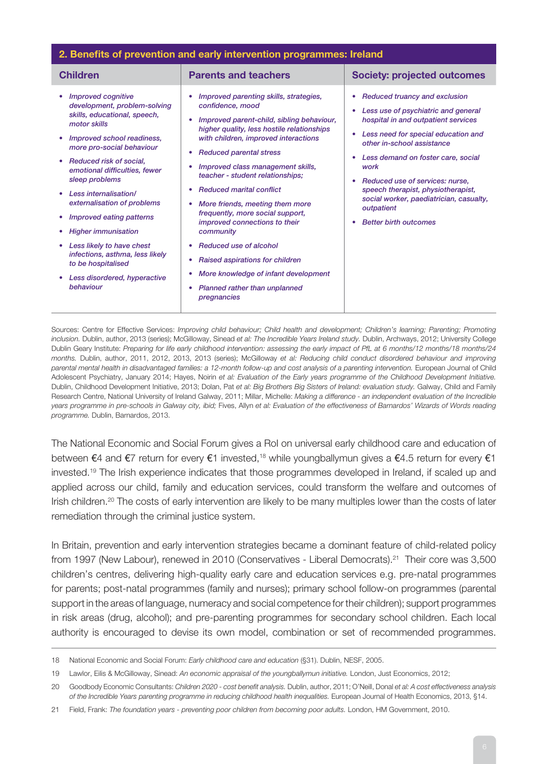## 2. Benefits of prevention and early intervention programmes: Ireland

| Children | Parents and teachers | Society: projected outcomes |
|---|---|---|
| • *Improved cognitive development, problem-solving skills, educational, speech, motor skills*<br>• *Improved school readiness, more pro-social behaviour*<br>• *Reduced risk of social, emotional difficulties, fewer sleep problems*<br>• *Less internalisation/ externalisation of problems*<br>• *Improved eating patterns*<br>• *Higher immunisation*<br>• *Less likely to have chest infections, asthma, less likely to be hospitalised*<br>• *Less disordered, hyperactive behaviour* | • *Improved parenting skills, strategies, confidence, mood*<br>• *Improved parent-child, sibling behaviour, higher quality, less hostile relationships with children, improved interactions*<br>• *Reduced parental stress*<br>• *Improved class management skills, teacher - student relationships;*<br>• *Reduced marital conflict*<br>• *More friends, meeting them more frequently, more social support, improved connections to their community*<br>• *Reduced use of alcohol*<br>• *Raised aspirations for children*<br>• *More knowledge of infant development*<br>• *Planned rather than unplanned pregnancies* | • *Reduced truancy and exclusion*<br>• *Less use of psychiatric and general hospital in and outpatient services*<br>• *Less need for special education and other in-school assistance*<br>• *Less demand on foster care, social work*<br>• *Reduced use of services: nurse, speech therapist, physiotherapist, social worker, paediatrician, casualty, outpatient*<br>• *Better birth outcomes* |

Sources: Centre for Effective Services: *Improving child behaviour; Child health and development; Children's learning; Parenting; Promoting inclusion.* Dublin, author, 2013 (series); McGilloway, Sinead *et al: The Incredible Years Ireland study.* Dublin, Archways, 2012; University College Dublin Geary Institute: *Preparing for life early childhood intervention: assessing the early impact of PfL at 6 months/12 months/18 months/24 months.* Dublin, author, 2011, 2012, 2013, 2013 (series); McGilloway *et al: Reducing child conduct disordered behaviour and improving parental mental health in disadvantaged families: a 12-month follow-up and cost analysis of a parenting intervention.* European Journal of Child Adolescent Psychiatry, January 2014; Hayes, Noirin *et al: Evaluation of the Early years programme of the Childhood Development Initiative.* Dublin, Childhood Development Initiative, 2013; Dolan, Pat *et al: Big Brothers Big Sisters of Ireland: evaluation study.* Galway, Child and Family Research Centre, National University of Ireland Galway, 2011; Millar, Michelle: *Making a difference - an independent evaluation of the Incredible years programme in pre-schools in Galway city, ibid;* Fives, Allyn *et al: Evaluation of the effectiveness of Barnardos' Wizards of Words reading programme.* Dublin, Barnardos, 2013.

The National Economic and Social Forum gives a RoI on universal early childhood care and education of between €4 and €7 return for every €1 invested,[18] while youngballymun gives a €4.5 return for every €1 invested.[19] The Irish experience indicates that those programmes developed in Ireland, if scaled up and applied across our child, family and education services, could transform the welfare and outcomes of Irish children.[20] The costs of early intervention are likely to be many multiples lower than the costs of later remediation through the criminal justice system.

In Britain, prevention and early intervention strategies became a dominant feature of child-related policy from 1997 (New Labour), renewed in 2010 (Conservatives - Liberal Democrats).[21] Their core was 3,500 children's centres, delivering high-quality early care and education services e.g. pre-natal programmes for parents; post-natal programmes (family and nurses); primary school follow-on programmes (parental support in the areas of language, numeracy and social competence for their children); support programmes in risk areas (drug, alcohol); and pre-parenting programmes for secondary school children. Each local authority is encouraged to devise its own model, combination or set of recommended programmes.

---

18 National Economic and Social Forum: *Early childhood care and education* (§31). Dublin, NESF, 2005.

19 Lawlor, Eilis & McGilloway, Sinead: *An economic appraisal of the youngballymun initiative.* London, Just Economics, 2012;

20 Goodbody Economic Consultants: *Children 2020 - cost benefit analysis.* Dublin, author, 2011; O'Neill, Donal *et al: A cost effectiveness analysis of the Incredible Years parenting programme in reducing childhood health inequalities.* European Journal of Health Economics, 2013, §14.

21 Field, Frank: *The foundation years - preventing poor children from becoming poor adults.* London, HM Government, 2010.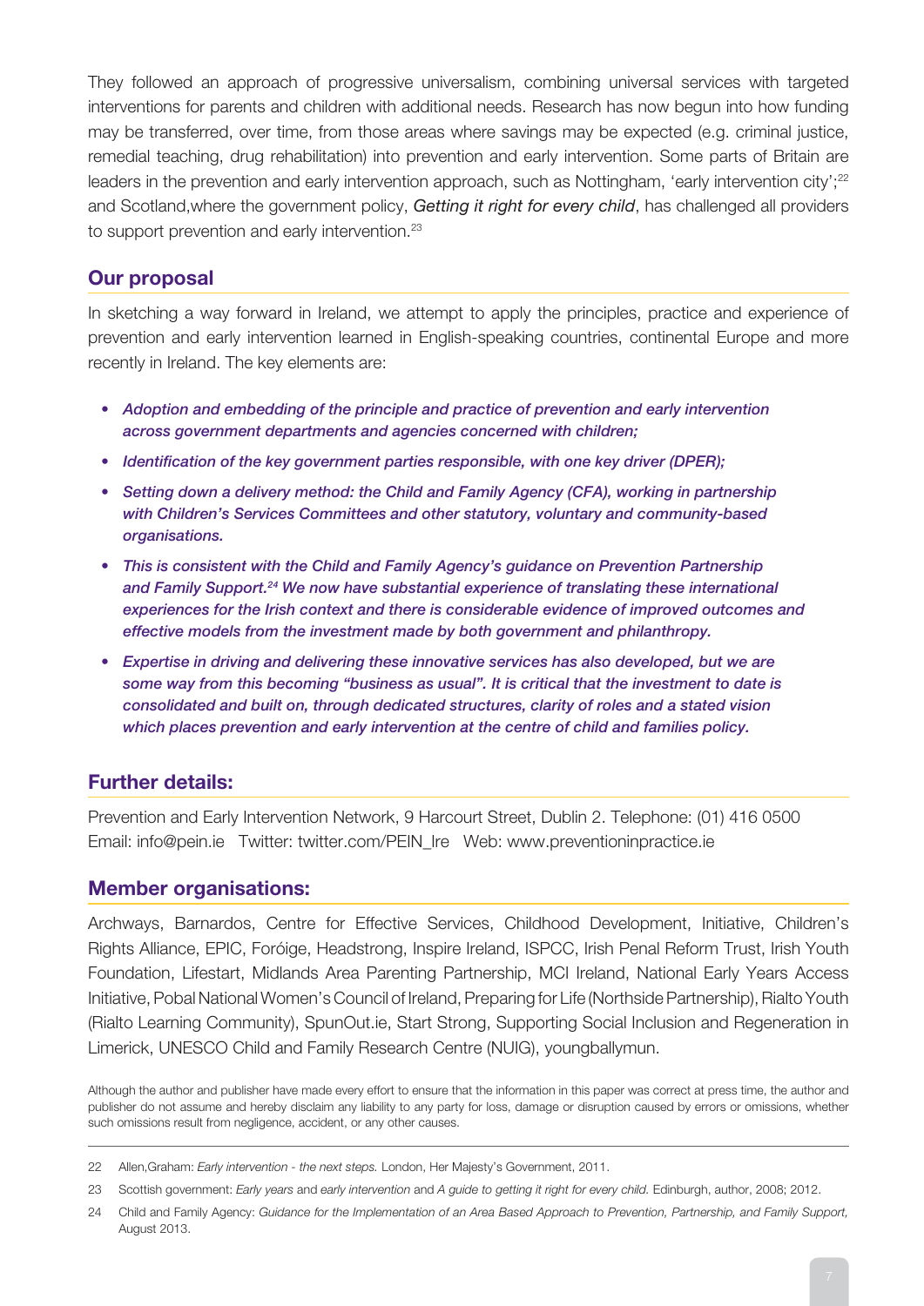They followed an approach of progressive universalism, combining universal services with targeted interventions for parents and children with additional needs. Research has now begun into how funding may be transferred, over time, from those areas where savings may be expected (e.g. criminal justice, remedial teaching, drug rehabilitation) into prevention and early intervention. Some parts of Britain are leaders in the prevention and early intervention approach, such as Nottingham, 'early intervention city';[22] and Scotland,where the government policy, *Getting it right for every child*, has challenged all providers to support prevention and early intervention.[23]

## Our proposal

In sketching a way forward in Ireland, we attempt to apply the principles, practice and experience of prevention and early intervention learned in English-speaking countries, continental Europe and more recently in Ireland. The key elements are:

- ***Adoption and embedding of the principle and practice of prevention and early intervention across government departments and agencies concerned with children;***
- ***Identification of the key government parties responsible, with one key driver (DPER);***
- ***Setting down a delivery method: the Child and Family Agency (CFA), working in partnership with Children's Services Committees and other statutory, voluntary and community-based organisations.***
- ***This is consistent with the Child and Family Agency's guidance on Prevention Partnership and Family Support.[24] We now have substantial experience of translating these international experiences for the Irish context and there is considerable evidence of improved outcomes and effective models from the investment made by both government and philanthropy.***
- ***Expertise in driving and delivering these innovative services has also developed, but we are some way from this becoming "business as usual". It is critical that the investment to date is consolidated and built on, through dedicated structures, clarity of roles and a stated vision which places prevention and early intervention at the centre of child and families policy.***

## Further details:

Prevention and Early Intervention Network, 9 Harcourt Street, Dublin 2. Telephone: (01) 416 0500
Email: info@pein.ie Twitter: twitter.com/PEIN_Ire Web: www.preventioninpractice.ie

## Member organisations:

Archways, Barnardos, Centre for Effective Services, Childhood Development, Initiative, Children's Rights Alliance, EPIC, Foróige, Headstrong, Inspire Ireland, ISPCC, Irish Penal Reform Trust, Irish Youth Foundation, Lifestart, Midlands Area Parenting Partnership, MCI Ireland, National Early Years Access Initiative, Pobal National Women's Council of Ireland, Preparing for Life (Northside Partnership), Rialto Youth (Rialto Learning Community), SpunOut.ie, Start Strong, Supporting Social Inclusion and Regeneration in Limerick, UNESCO Child and Family Research Centre (NUIG), youngballymun.

Although the author and publisher have made every effort to ensure that the information in this paper was correct at press time, the author and publisher do not assume and hereby disclaim any liability to any party for loss, damage or disruption caused by errors or omissions, whether such omissions result from negligence, accident, or any other causes.

---

22 Allen,Graham: *Early intervention - the next steps.* London, Her Majesty's Government, 2011.

23 Scottish government: *Early years* and *early intervention* and *A guide to getting it right for every child.* Edinburgh, author, 2008; 2012.

24 Child and Family Agency: *Guidance for the Implementation of an Area Based Approach to Prevention, Partnership, and Family Support,* August 2013.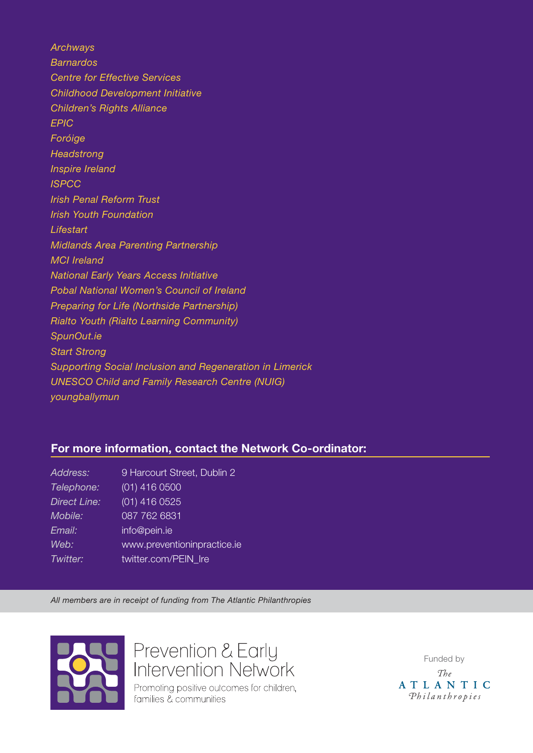*Archways*
*Barnardos*
*Centre for Effective Services*
*Childhood Development Initiative*
*Children's Rights Alliance*
*EPIC*
*Foróige*
*Headstrong*
*Inspire Ireland*
*ISPCC*
*Irish Penal Reform Trust*
*Irish Youth Foundation*
*Lifestart*
*Midlands Area Parenting Partnership*
*MCI Ireland*
*National Early Years Access Initiative*
*Pobal National Women's Council of Ireland*
*Preparing for Life (Northside Partnership)*
*Rialto Youth (Rialto Learning Community)*
*SpunOut.ie*
*Start Strong*
*Supporting Social Inclusion and Regeneration in Limerick*
*UNESCO Child and Family Research Centre (NUIG)*
*youngballymun*

## For more information, contact the Network Co-ordinator:

| | |
|---|---|
| *Address:* | 9 Harcourt Street, Dublin 2 |
| *Telephone:* | (01) 416 0500 |
| *Direct Line:* | (01) 416 0525 |
| *Mobile:* | 087 762 6831 |
| *Email:* | info@pein.ie |
| *Web:* | www.preventioninpractice.ie |
| *Twitter:* | twitter.com/PEIN_Ire |

*All members are in receipt of funding from The Atlantic Philanthropies*

Prevention & Early Intervention Network
Promoting positive outcomes for children, families & communities

Funded by
The ATLANTIC Philanthropies